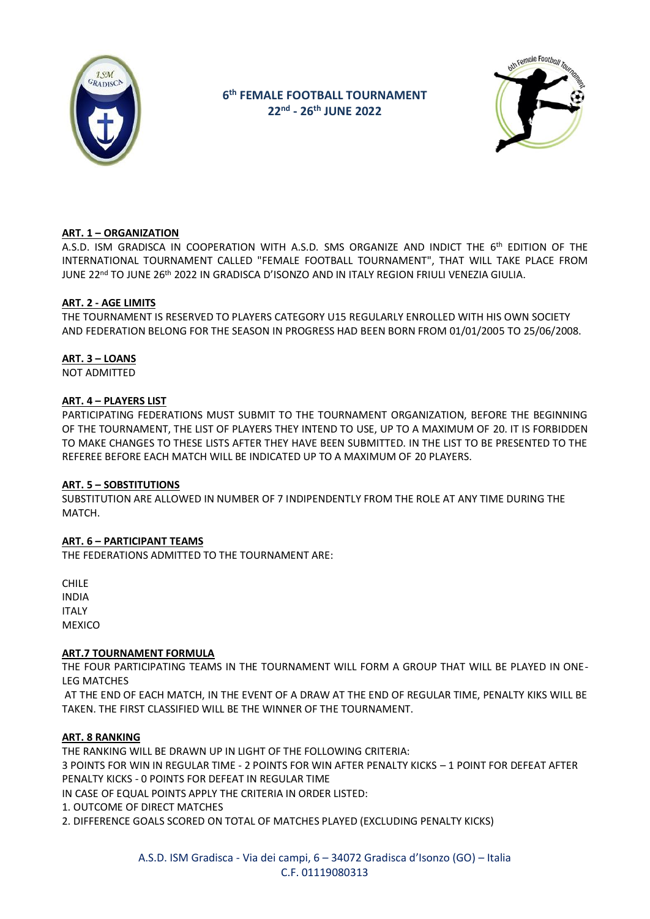# 6th FEMALE FOOTBALL TOURNAMENT
## 22nd - 26th JUNE 2022

**ART. 1 – ORGANIZATION**

A.S.D. ISM GRADISCA IN COOPERATION WITH A.S.D. SMS ORGANIZE AND INDICT THE 6th EDITION OF THE INTERNATIONAL TOURNAMENT CALLED "FEMALE FOOTBALL TOURNAMENT", THAT WILL TAKE PLACE FROM JUNE 22nd TO JUNE 26th 2022 IN GRADISCA D'ISONZO AND IN ITALY REGION FRIULI VENEZIA GIULIA.

**ART. 2 - AGE LIMITS**

THE TOURNAMENT IS RESERVED TO PLAYERS CATEGORY U15 REGULARLY ENROLLED WITH HIS OWN SOCIETY AND FEDERATION BELONG FOR THE SEASON IN PROGRESS HAD BEEN BORN FROM 01/01/2005 TO 25/06/2008.

**ART. 3 – LOANS**

NOT ADMITTED

**ART. 4 – PLAYERS LIST**

PARTICIPATING FEDERATIONS MUST SUBMIT TO THE TOURNAMENT ORGANIZATION, BEFORE THE BEGINNING OF THE TOURNAMENT, THE LIST OF PLAYERS THEY INTEND TO USE, UP TO A MAXIMUM OF 20. IT IS FORBIDDEN TO MAKE CHANGES TO THESE LISTS AFTER THEY HAVE BEEN SUBMITTED. IN THE LIST TO BE PRESENTED TO THE REFEREE BEFORE EACH MATCH WILL BE INDICATED UP TO A MAXIMUM OF 20 PLAYERS.

**ART. 5 – SOBSTITUTIONS**

SUBSTITUTION ARE ALLOWED IN NUMBER OF 7 INDIPENDENTLY FROM THE ROLE AT ANY TIME DURING THE MATCH.

**ART. 6 – PARTICIPANT TEAMS**

THE FEDERATIONS ADMITTED TO THE TOURNAMENT ARE:

CHILE
INDIA
ITALY
MEXICO

**ART.7 TOURNAMENT FORMULA**

THE FOUR PARTICIPATING TEAMS IN THE TOURNAMENT WILL FORM A GROUP THAT WILL BE PLAYED IN ONE-LEG MATCHES

AT THE END OF EACH MATCH, IN THE EVENT OF A DRAW AT THE END OF REGULAR TIME, PENALTY KIKS WILL BE TAKEN. THE FIRST CLASSIFIED WILL BE THE WINNER OF THE TOURNAMENT.

**ART. 8 RANKING**

THE RANKING WILL BE DRAWN UP IN LIGHT OF THE FOLLOWING CRITERIA:

3 POINTS FOR WIN IN REGULAR TIME - 2 POINTS FOR WIN AFTER PENALTY KICKS – 1 POINT FOR DEFEAT AFTER PENALTY KICKS - 0 POINTS FOR DEFEAT IN REGULAR TIME

IN CASE OF EQUAL POINTS APPLY THE CRITERIA IN ORDER LISTED:

1. OUTCOME OF DIRECT MATCHES
2. DIFFERENCE GOALS SCORED ON TOTAL OF MATCHES PLAYED (EXCLUDING PENALTY KICKS)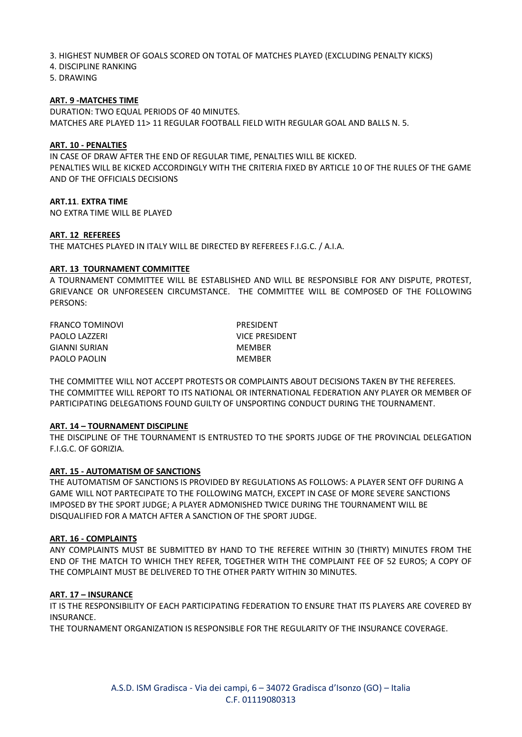3. HIGHEST NUMBER OF GOALS SCORED ON TOTAL OF MATCHES PLAYED (EXCLUDING PENALTY KICKS)
4. DISCIPLINE RANKING
5. DRAWING

**ART. 9 -MATCHES TIME**

DURATION: TWO EQUAL PERIODS OF 40 MINUTES.
MATCHES ARE PLAYED 11> 11 REGULAR FOOTBALL FIELD WITH REGULAR GOAL AND BALLS N. 5.

**ART. 10 - PENALTIES**

IN CASE OF DRAW AFTER THE END OF REGULAR TIME, PENALTIES WILL BE KICKED.
PENALTIES WILL BE KICKED ACCORDINGLY WITH THE CRITERIA FIXED BY ARTICLE 10 OF THE RULES OF THE GAME AND OF THE OFFICIALS DECISIONS

**ART.11. EXTRA TIME**

NO EXTRA TIME WILL BE PLAYED

**ART. 12 REFEREES**

THE MATCHES PLAYED IN ITALY WILL BE DIRECTED BY REFEREES F.I.G.C. / A.I.A.

**ART. 13 TOURNAMENT COMMITTEE**

A TOURNAMENT COMMITTEE WILL BE ESTABLISHED AND WILL BE RESPONSIBLE FOR ANY DISPUTE, PROTEST, GRIEVANCE OR UNFORESEEN CIRCUMSTANCE. THE COMMITTEE WILL BE COMPOSED OF THE FOLLOWING PERSONS:

| | |
|---|---|
| FRANCO TOMINOVI | PRESIDENT |
| PAOLO LAZZERI | VICE PRESIDENT |
| GIANNI SURIAN | MEMBER |
| PAOLO PAOLIN | MEMBER |

THE COMMITTEE WILL NOT ACCEPT PROTESTS OR COMPLAINTS ABOUT DECISIONS TAKEN BY THE REFEREES.
THE COMMITTEE WILL REPORT TO ITS NATIONAL OR INTERNATIONAL FEDERATION ANY PLAYER OR MEMBER OF PARTICIPATING DELEGATIONS FOUND GUILTY OF UNSPORTING CONDUCT DURING THE TOURNAMENT.

**ART. 14 – TOURNAMENT DISCIPLINE**

THE DISCIPLINE OF THE TOURNAMENT IS ENTRUSTED TO THE SPORTS JUDGE OF THE PROVINCIAL DELEGATION F.I.G.C. OF GORIZIA.

**ART. 15 - AUTOMATISM OF SANCTIONS**

THE AUTOMATISM OF SANCTIONS IS PROVIDED BY REGULATIONS AS FOLLOWS: A PLAYER SENT OFF DURING A GAME WILL NOT PARTECIPATE TO THE FOLLOWING MATCH, EXCEPT IN CASE OF MORE SEVERE SANCTIONS IMPOSED BY THE SPORT JUDGE; A PLAYER ADMONISHED TWICE DURING THE TOURNAMENT WILL BE DISQUALIFIED FOR A MATCH AFTER A SANCTION OF THE SPORT JUDGE.

**ART. 16 - COMPLAINTS**

ANY COMPLAINTS MUST BE SUBMITTED BY HAND TO THE REFEREE WITHIN 30 (THIRTY) MINUTES FROM THE END OF THE MATCH TO WHICH THEY REFER, TOGETHER WITH THE COMPLAINT FEE OF 52 EUROS; A COPY OF THE COMPLAINT MUST BE DELIVERED TO THE OTHER PARTY WITHIN 30 MINUTES.

**ART. 17 – INSURANCE**

IT IS THE RESPONSIBILITY OF EACH PARTICIPATING FEDERATION TO ENSURE THAT ITS PLAYERS ARE COVERED BY INSURANCE.
THE TOURNAMENT ORGANIZATION IS RESPONSIBLE FOR THE REGULARITY OF THE INSURANCE COVERAGE.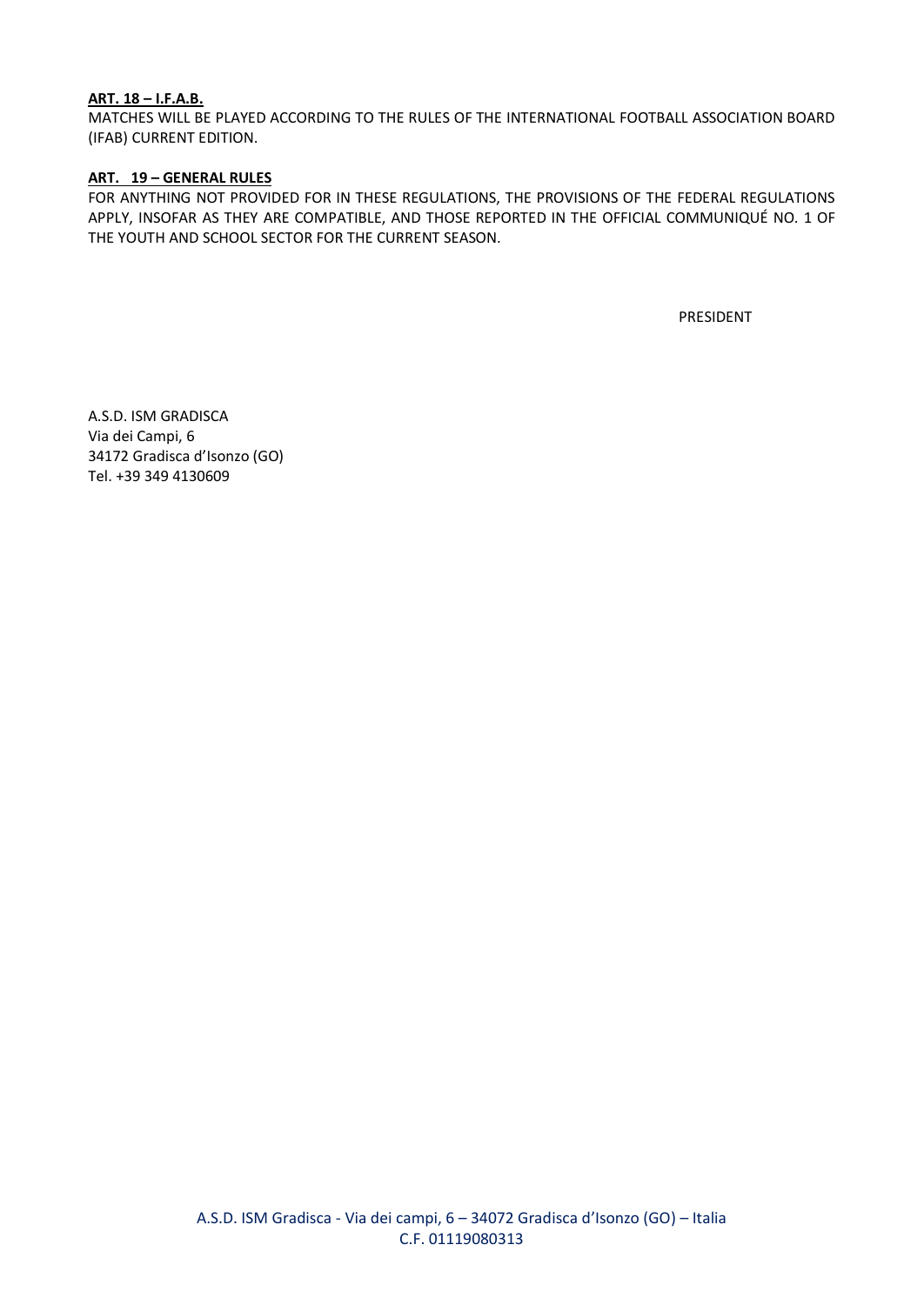**ART. 18 – I.F.A.B.**

MATCHES WILL BE PLAYED ACCORDING TO THE RULES OF THE INTERNATIONAL FOOTBALL ASSOCIATION BOARD (IFAB) CURRENT EDITION.

**ART. 19 – GENERAL RULES**

FOR ANYTHING NOT PROVIDED FOR IN THESE REGULATIONS, THE PROVISIONS OF THE FEDERAL REGULATIONS APPLY, INSOFAR AS THEY ARE COMPATIBLE, AND THOSE REPORTED IN THE OFFICIAL COMMUNIQUÉ NO. 1 OF THE YOUTH AND SCHOOL SECTOR FOR THE CURRENT SEASON.

PRESIDENT

A.S.D. ISM GRADISCA
Via dei Campi, 6
34172 Gradisca d'Isonzo (GO)
Tel. +39 349 4130609

A.S.D. ISM Gradisca - Via dei campi, 6 – 34072 Gradisca d'Isonzo (GO) – Italia
C.F. 01119080313